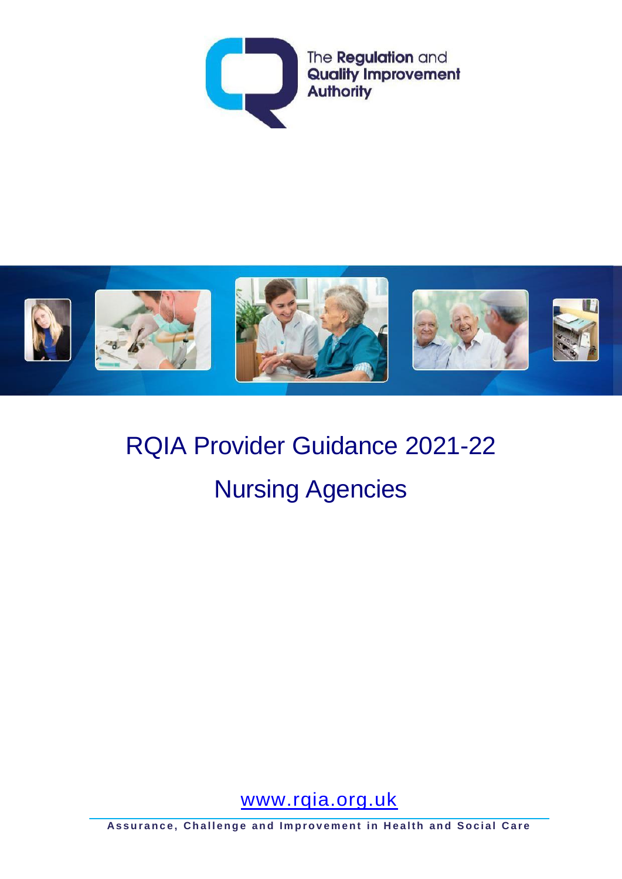The **Regulation** and **Quality Improvement Authority**

# RQIA Provider Guidance 2021-22

## Nursing Agencies

www.rqia.org.uk

**Assurance, Challenge and Improvement in Health and Social Care**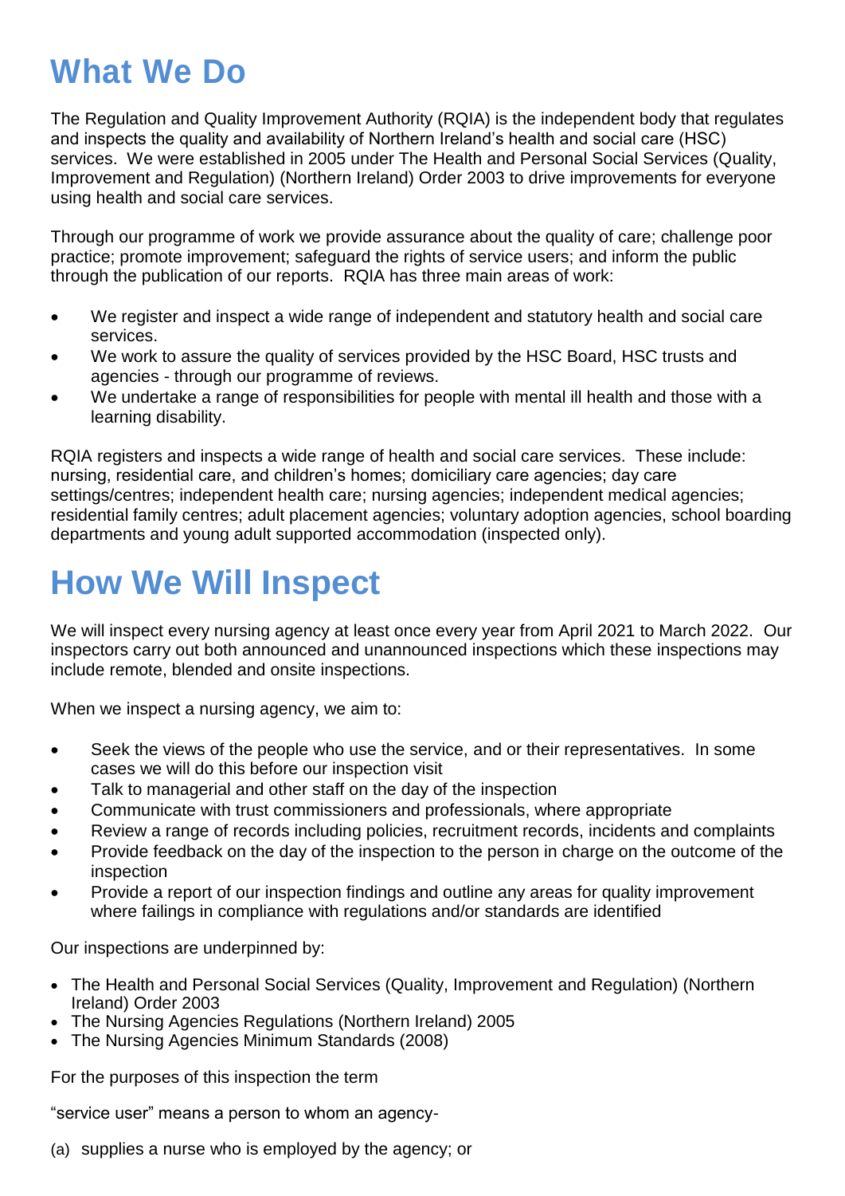# What We Do

The Regulation and Quality Improvement Authority (RQIA) is the independent body that regulates and inspects the quality and availability of Northern Ireland's health and social care (HSC) services. We were established in 2005 under The Health and Personal Social Services (Quality, Improvement and Regulation) (Northern Ireland) Order 2003 to drive improvements for everyone using health and social care services.

Through our programme of work we provide assurance about the quality of care; challenge poor practice; promote improvement; safeguard the rights of service users; and inform the public through the publication of our reports. RQIA has three main areas of work:

- We register and inspect a wide range of independent and statutory health and social care services.
- We work to assure the quality of services provided by the HSC Board, HSC trusts and agencies - through our programme of reviews.
- We undertake a range of responsibilities for people with mental ill health and those with a learning disability.

RQIA registers and inspects a wide range of health and social care services. These include: nursing, residential care, and children's homes; domiciliary care agencies; day care settings/centres; independent health care; nursing agencies; independent medical agencies; residential family centres; adult placement agencies; voluntary adoption agencies, school boarding departments and young adult supported accommodation (inspected only).

# How We Will Inspect

We will inspect every nursing agency at least once every year from April 2021 to March 2022. Our inspectors carry out both announced and unannounced inspections which these inspections may include remote, blended and onsite inspections.

When we inspect a nursing agency, we aim to:

- Seek the views of the people who use the service, and or their representatives. In some cases we will do this before our inspection visit
- Talk to managerial and other staff on the day of the inspection
- Communicate with trust commissioners and professionals, where appropriate
- Review a range of records including policies, recruitment records, incidents and complaints
- Provide feedback on the day of the inspection to the person in charge on the outcome of the inspection
- Provide a report of our inspection findings and outline any areas for quality improvement where failings in compliance with regulations and/or standards are identified

Our inspections are underpinned by:

- The Health and Personal Social Services (Quality, Improvement and Regulation) (Northern Ireland) Order 2003
- The Nursing Agencies Regulations (Northern Ireland) 2005
- The Nursing Agencies Minimum Standards (2008)

For the purposes of this inspection the term

"service user" means a person to whom an agency-

(a) supplies a nurse who is employed by the agency; or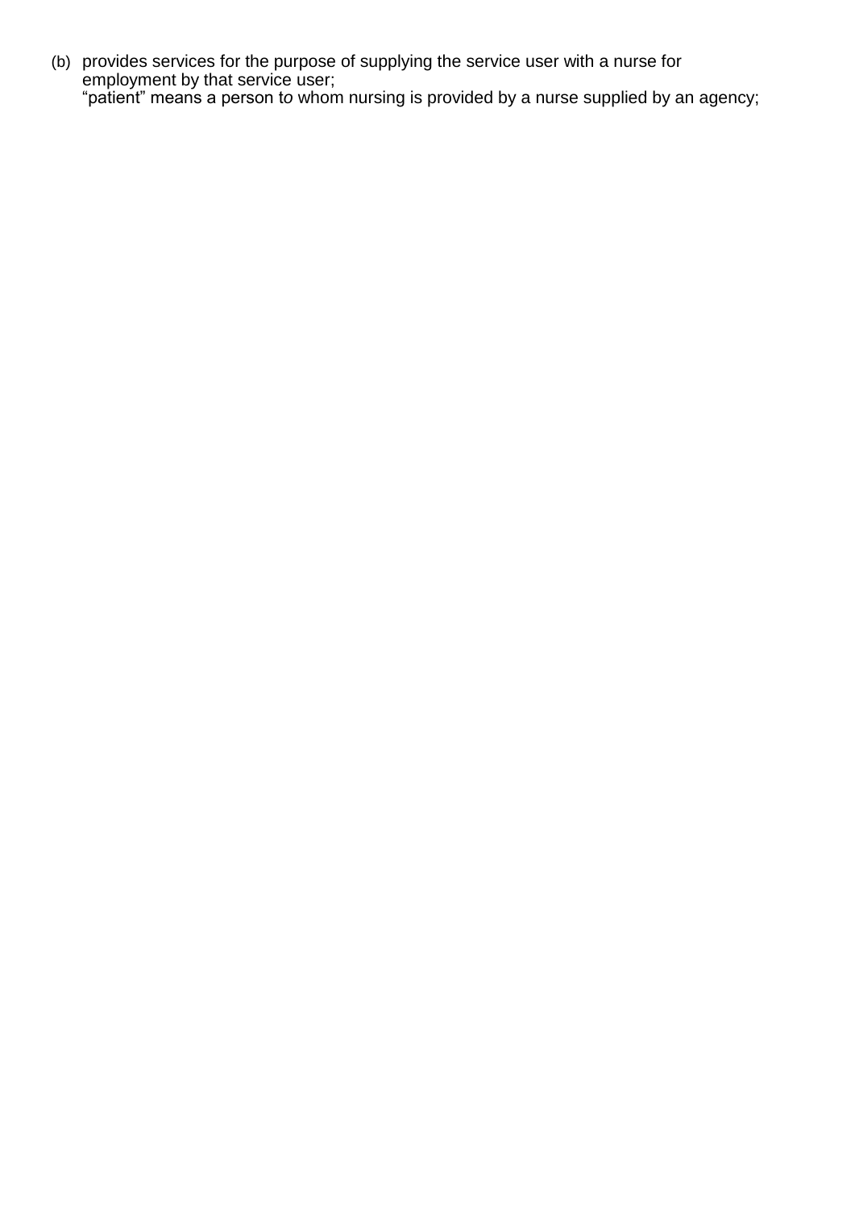(b) provides services for the purpose of supplying the service user with a nurse for employment by that service user;

“patient” means a person to whom nursing is provided by a nurse supplied by an agency;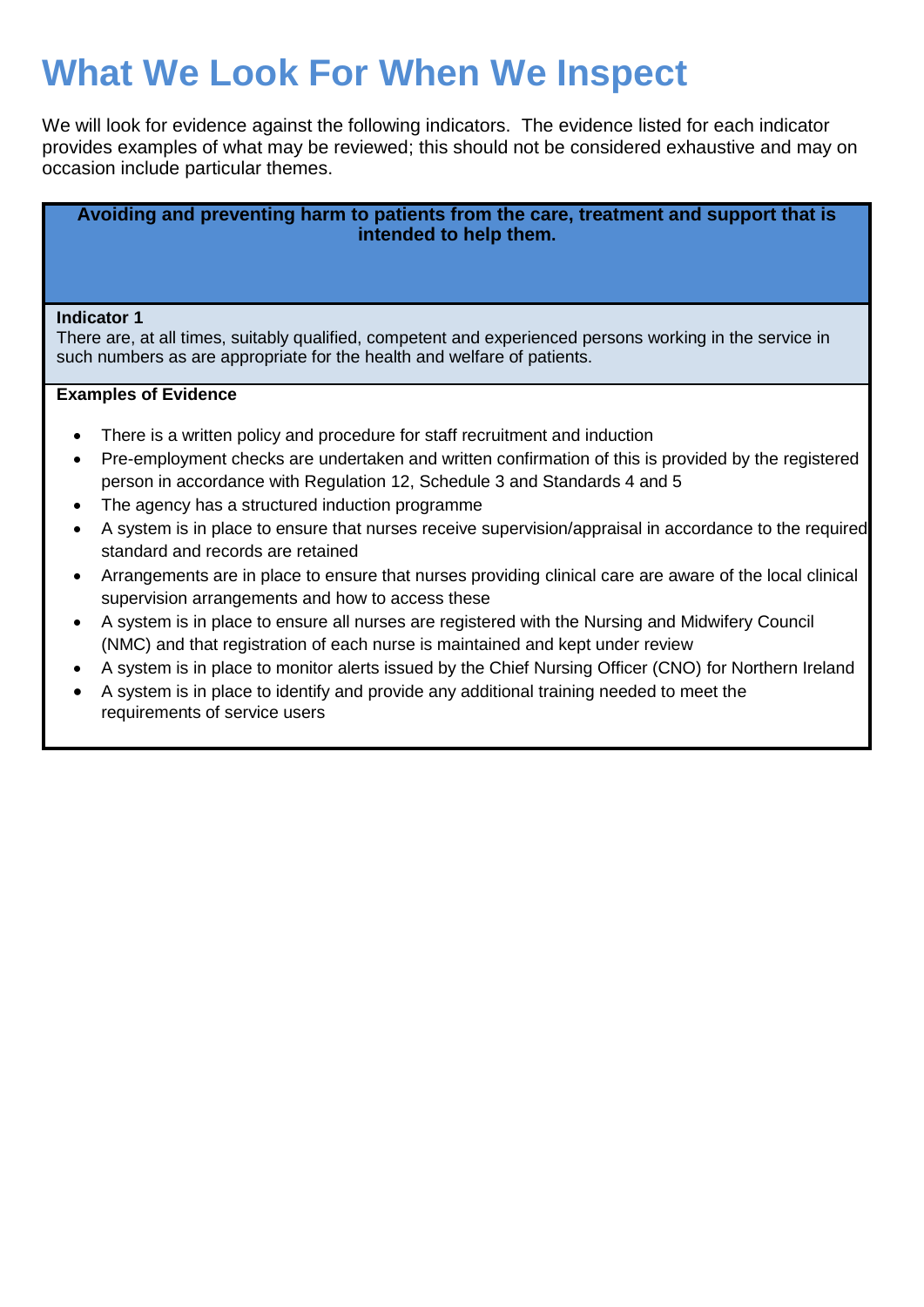# What We Look For When We Inspect

We will look for evidence against the following indicators. The evidence listed for each indicator provides examples of what may be reviewed; this should not be considered exhaustive and may on occasion include particular themes.

**Avoiding and preventing harm to patients from the care, treatment and support that is intended to help them.**

**Indicator 1**

There are, at all times, suitably qualified, competent and experienced persons working in the service in such numbers as are appropriate for the health and welfare of patients.

**Examples of Evidence**

- There is a written policy and procedure for staff recruitment and induction
- Pre-employment checks are undertaken and written confirmation of this is provided by the registered person in accordance with Regulation 12, Schedule 3 and Standards 4 and 5
- The agency has a structured induction programme
- A system is in place to ensure that nurses receive supervision/appraisal in accordance to the required standard and records are retained
- Arrangements are in place to ensure that nurses providing clinical care are aware of the local clinical supervision arrangements and how to access these
- A system is in place to ensure all nurses are registered with the Nursing and Midwifery Council (NMC) and that registration of each nurse is maintained and kept under review
- A system is in place to monitor alerts issued by the Chief Nursing Officer (CNO) for Northern Ireland
- A system is in place to identify and provide any additional training needed to meet the requirements of service users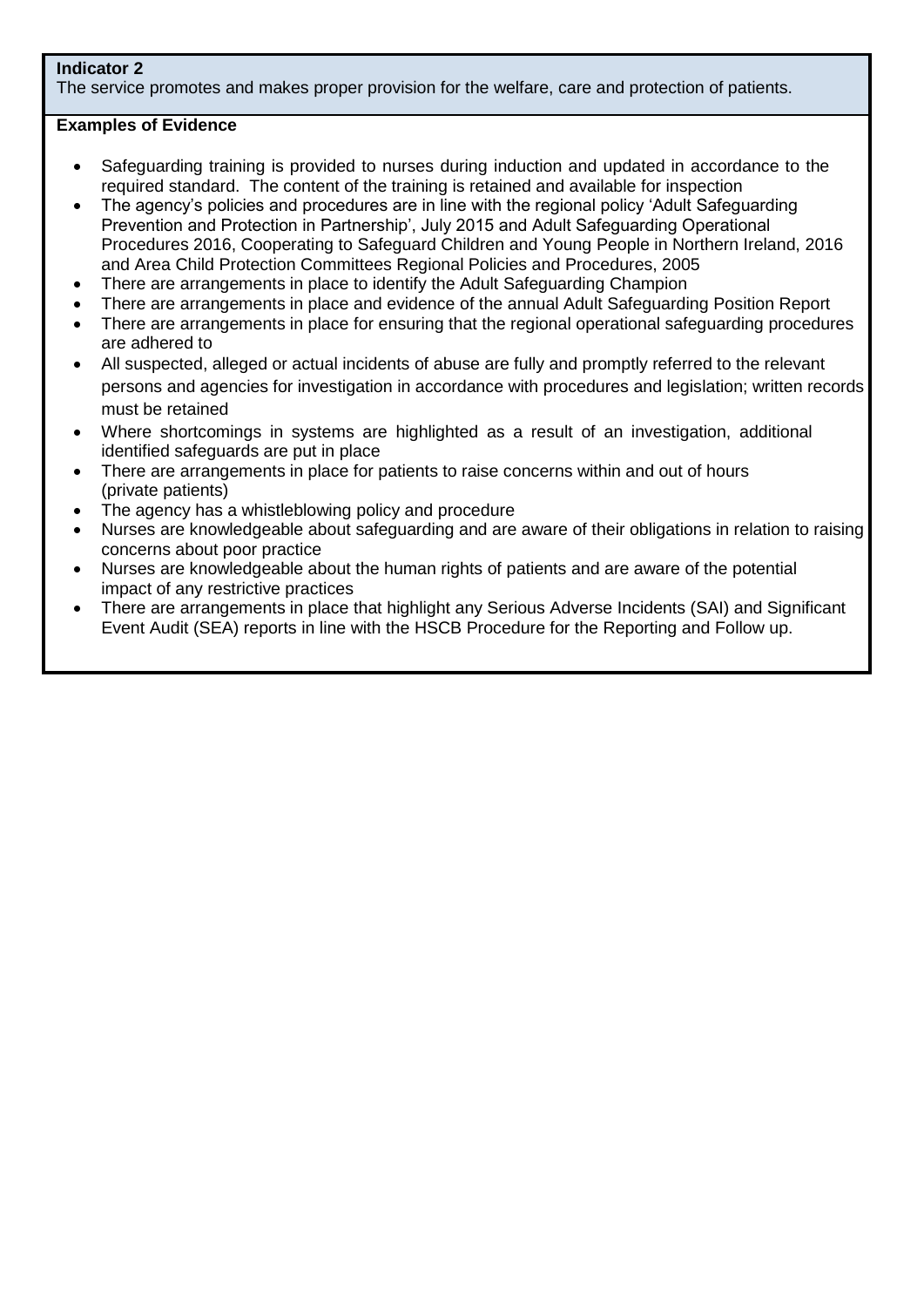**Indicator 2**

The service promotes and makes proper provision for the welfare, care and protection of patients.

**Examples of Evidence**

- Safeguarding training is provided to nurses during induction and updated in accordance to the required standard. The content of the training is retained and available for inspection
- The agency's policies and procedures are in line with the regional policy 'Adult Safeguarding Prevention and Protection in Partnership', July 2015 and Adult Safeguarding Operational Procedures 2016, Cooperating to Safeguard Children and Young People in Northern Ireland, 2016 and Area Child Protection Committees Regional Policies and Procedures, 2005
- There are arrangements in place to identify the Adult Safeguarding Champion
- There are arrangements in place and evidence of the annual Adult Safeguarding Position Report
- There are arrangements in place for ensuring that the regional operational safeguarding procedures are adhered to
- All suspected, alleged or actual incidents of abuse are fully and promptly referred to the relevant persons and agencies for investigation in accordance with procedures and legislation; written records must be retained
- Where shortcomings in systems are highlighted as a result of an investigation, additional identified safeguards are put in place
- There are arrangements in place for patients to raise concerns within and out of hours (private patients)
- The agency has a whistleblowing policy and procedure
- Nurses are knowledgeable about safeguarding and are aware of their obligations in relation to raising concerns about poor practice
- Nurses are knowledgeable about the human rights of patients and are aware of the potential impact of any restrictive practices
- There are arrangements in place that highlight any Serious Adverse Incidents (SAI) and Significant Event Audit (SEA) reports in line with the HSCB Procedure for the Reporting and Follow up.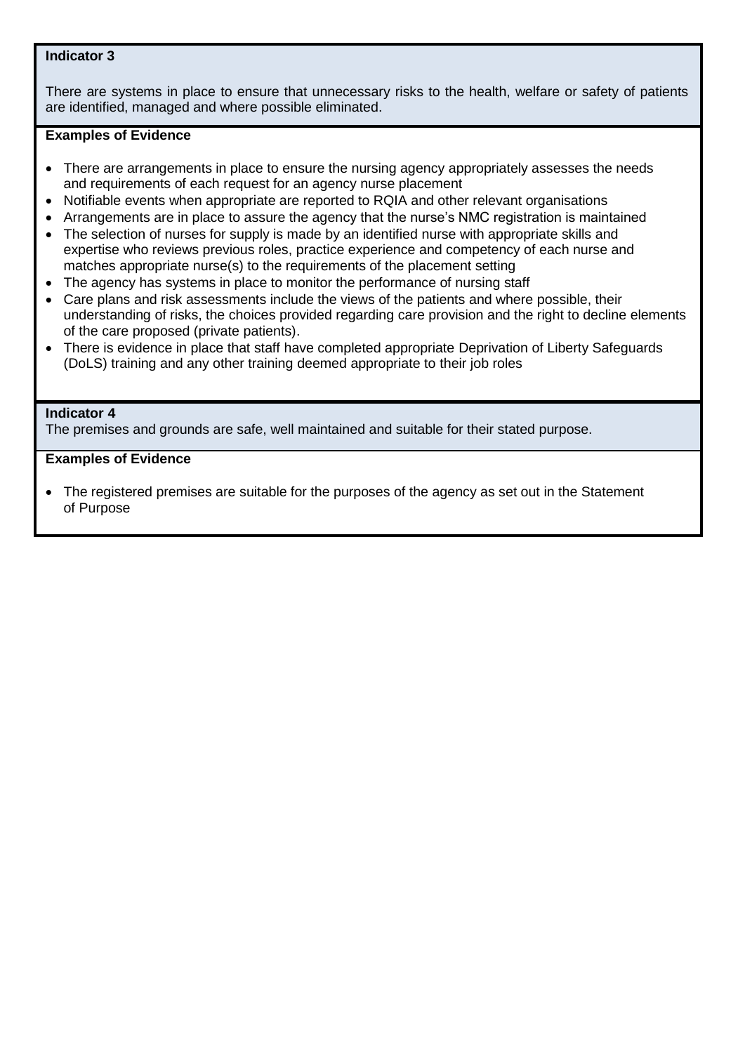**Indicator 3**

There are systems in place to ensure that unnecessary risks to the health, welfare or safety of patients are identified, managed and where possible eliminated.

**Examples of Evidence**

- There are arrangements in place to ensure the nursing agency appropriately assesses the needs and requirements of each request for an agency nurse placement
- Notifiable events when appropriate are reported to RQIA and other relevant organisations
- Arrangements are in place to assure the agency that the nurse's NMC registration is maintained
- The selection of nurses for supply is made by an identified nurse with appropriate skills and expertise who reviews previous roles, practice experience and competency of each nurse and matches appropriate nurse(s) to the requirements of the placement setting
- The agency has systems in place to monitor the performance of nursing staff
- Care plans and risk assessments include the views of the patients and where possible, their understanding of risks, the choices provided regarding care provision and the right to decline elements of the care proposed (private patients).
- There is evidence in place that staff have completed appropriate Deprivation of Liberty Safeguards (DoLS) training and any other training deemed appropriate to their job roles

**Indicator 4**

The premises and grounds are safe, well maintained and suitable for their stated purpose.

**Examples of Evidence**

- The registered premises are suitable for the purposes of the agency as set out in the Statement of Purpose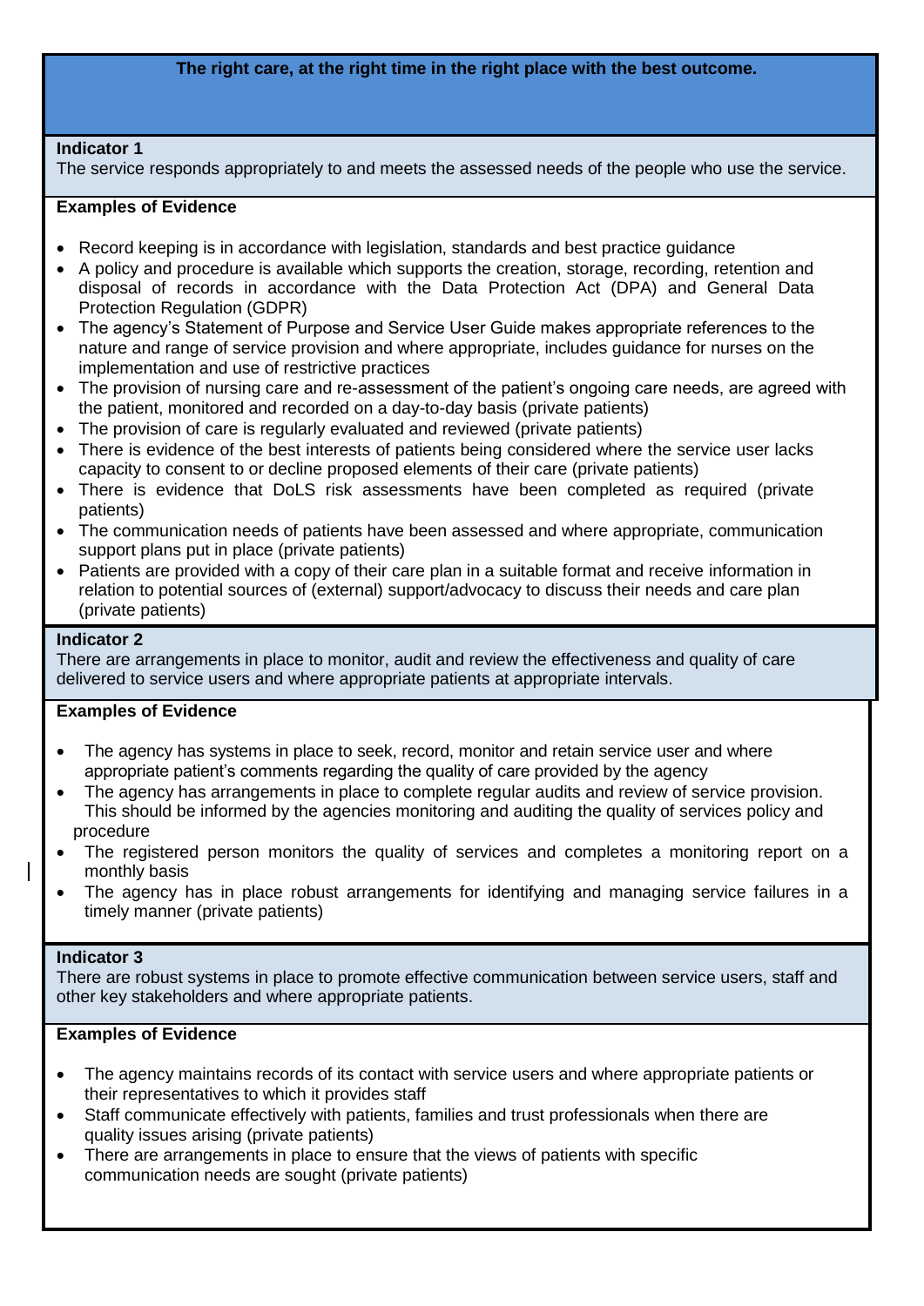**The right care, at the right time in the right place with the best outcome.**

**Indicator 1**
The service responds appropriately to and meets the assessed needs of the people who use the service.

**Examples of Evidence**

- Record keeping is in accordance with legislation, standards and best practice guidance
- A policy and procedure is available which supports the creation, storage, recording, retention and disposal of records in accordance with the Data Protection Act (DPA) and General Data Protection Regulation (GDPR)
- The agency's Statement of Purpose and Service User Guide makes appropriate references to the nature and range of service provision and where appropriate, includes guidance for nurses on the implementation and use of restrictive practices
- The provision of nursing care and re-assessment of the patient's ongoing care needs, are agreed with the patient, monitored and recorded on a day-to-day basis (private patients)
- The provision of care is regularly evaluated and reviewed (private patients)
- There is evidence of the best interests of patients being considered where the service user lacks capacity to consent to or decline proposed elements of their care (private patients)
- There is evidence that DoLS risk assessments have been completed as required (private patients)
- The communication needs of patients have been assessed and where appropriate, communication support plans put in place (private patients)
- Patients are provided with a copy of their care plan in a suitable format and receive information in relation to potential sources of (external) support/advocacy to discuss their needs and care plan (private patients)

**Indicator 2**
There are arrangements in place to monitor, audit and review the effectiveness and quality of care delivered to service users and where appropriate patients at appropriate intervals.

**Examples of Evidence**

- The agency has systems in place to seek, record, monitor and retain service user and where appropriate patient's comments regarding the quality of care provided by the agency
- The agency has arrangements in place to complete regular audits and review of service provision. This should be informed by the agencies monitoring and auditing the quality of services policy and procedure
- The registered person monitors the quality of services and completes a monitoring report on a monthly basis
- The agency has in place robust arrangements for identifying and managing service failures in a timely manner (private patients)

**Indicator 3**
There are robust systems in place to promote effective communication between service users, staff and other key stakeholders and where appropriate patients.

**Examples of Evidence**

- The agency maintains records of its contact with service users and where appropriate patients or their representatives to which it provides staff
- Staff communicate effectively with patients, families and trust professionals when there are quality issues arising (private patients)
- There are arrangements in place to ensure that the views of patients with specific communication needs are sought (private patients)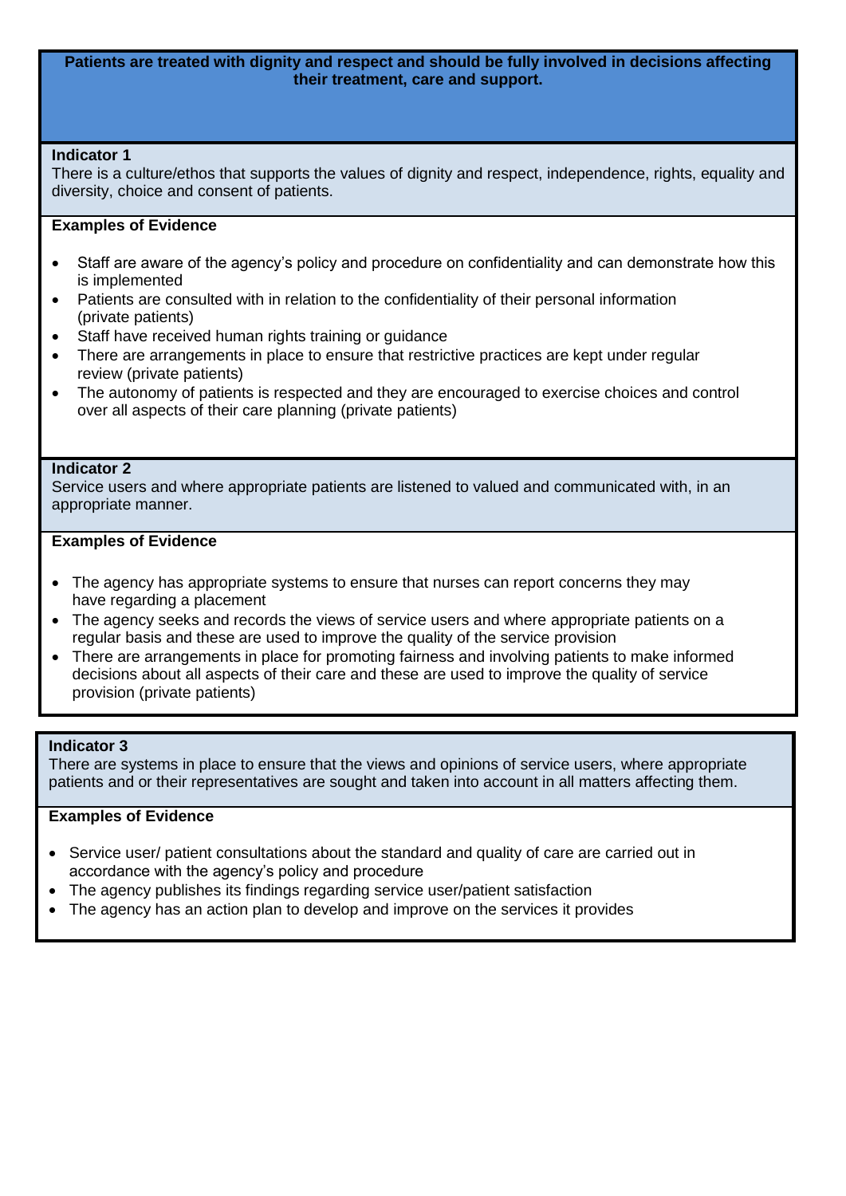**Patients are treated with dignity and respect and should be fully involved in decisions affecting their treatment, care and support.**

**Indicator 1**

There is a culture/ethos that supports the values of dignity and respect, independence, rights, equality and diversity, choice and consent of patients.

**Examples of Evidence**

- Staff are aware of the agency's policy and procedure on confidentiality and can demonstrate how this is implemented
- Patients are consulted with in relation to the confidentiality of their personal information (private patients)
- Staff have received human rights training or guidance
- There are arrangements in place to ensure that restrictive practices are kept under regular review (private patients)
- The autonomy of patients is respected and they are encouraged to exercise choices and control over all aspects of their care planning (private patients)

**Indicator 2**

Service users and where appropriate patients are listened to valued and communicated with, in an appropriate manner.

**Examples of Evidence**

- The agency has appropriate systems to ensure that nurses can report concerns they may have regarding a placement
- The agency seeks and records the views of service users and where appropriate patients on a regular basis and these are used to improve the quality of the service provision
- There are arrangements in place for promoting fairness and involving patients to make informed decisions about all aspects of their care and these are used to improve the quality of service provision (private patients)

**Indicator 3**

There are systems in place to ensure that the views and opinions of service users, where appropriate patients and or their representatives are sought and taken into account in all matters affecting them.

**Examples of Evidence**

- Service user/ patient consultations about the standard and quality of care are carried out in accordance with the agency's policy and procedure
- The agency publishes its findings regarding service user/patient satisfaction
- The agency has an action plan to develop and improve on the services it provides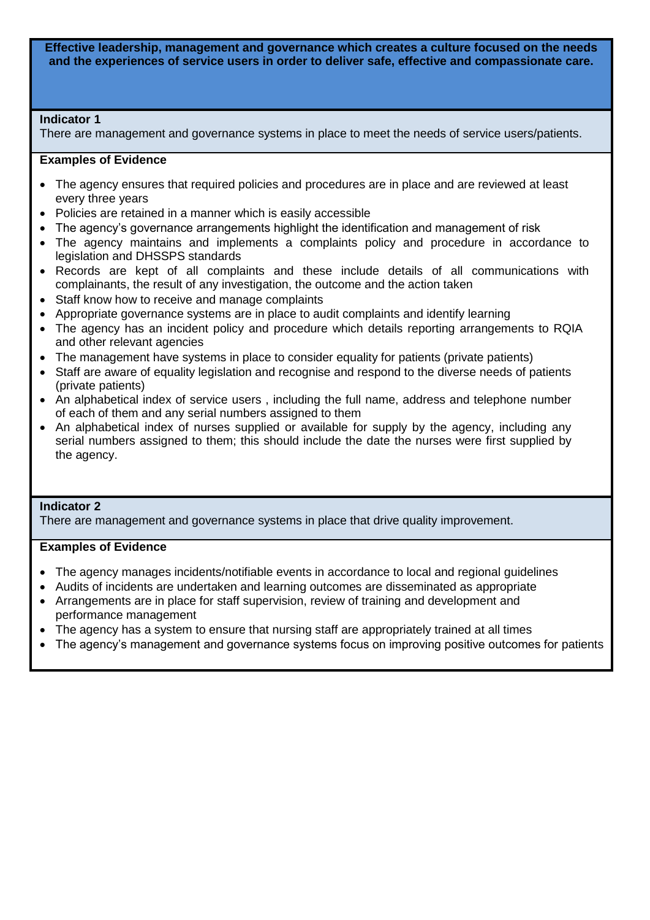**Effective leadership, management and governance which creates a culture focused on the needs and the experiences of service users in order to deliver safe, effective and compassionate care.**

**Indicator 1**

There are management and governance systems in place to meet the needs of service users/patients.

**Examples of Evidence**

- The agency ensures that required policies and procedures are in place and are reviewed at least every three years
- Policies are retained in a manner which is easily accessible
- The agency's governance arrangements highlight the identification and management of risk
- The agency maintains and implements a complaints policy and procedure in accordance to legislation and DHSSPS standards
- Records are kept of all complaints and these include details of all communications with complainants, the result of any investigation, the outcome and the action taken
- Staff know how to receive and manage complaints
- Appropriate governance systems are in place to audit complaints and identify learning
- The agency has an incident policy and procedure which details reporting arrangements to RQIA and other relevant agencies
- The management have systems in place to consider equality for patients (private patients)
- Staff are aware of equality legislation and recognise and respond to the diverse needs of patients (private patients)
- An alphabetical index of service users , including the full name, address and telephone number of each of them and any serial numbers assigned to them
- An alphabetical index of nurses supplied or available for supply by the agency, including any serial numbers assigned to them; this should include the date the nurses were first supplied by the agency.

**Indicator 2**

There are management and governance systems in place that drive quality improvement.

**Examples of Evidence**

- The agency manages incidents/notifiable events in accordance to local and regional guidelines
- Audits of incidents are undertaken and learning outcomes are disseminated as appropriate
- Arrangements are in place for staff supervision, review of training and development and performance management
- The agency has a system to ensure that nursing staff are appropriately trained at all times
- The agency's management and governance systems focus on improving positive outcomes for patients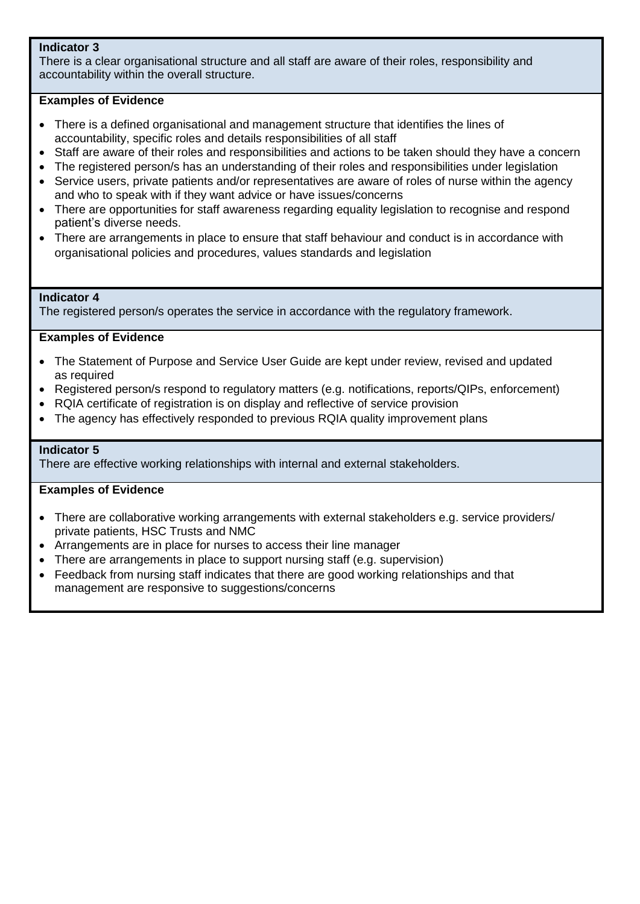**Indicator 3**
There is a clear organisational structure and all staff are aware of their roles, responsibility and accountability within the overall structure.

**Examples of Evidence**

- There is a defined organisational and management structure that identifies the lines of accountability, specific roles and details responsibilities of all staff
- Staff are aware of their roles and responsibilities and actions to be taken should they have a concern
- The registered person/s has an understanding of their roles and responsibilities under legislation
- Service users, private patients and/or representatives are aware of roles of nurse within the agency and who to speak with if they want advice or have issues/concerns
- There are opportunities for staff awareness regarding equality legislation to recognise and respond patient's diverse needs.
- There are arrangements in place to ensure that staff behaviour and conduct is in accordance with organisational policies and procedures, values standards and legislation

**Indicator 4**
The registered person/s operates the service in accordance with the regulatory framework.

**Examples of Evidence**

- The Statement of Purpose and Service User Guide are kept under review, revised and updated as required
- Registered person/s respond to regulatory matters (e.g. notifications, reports/QIPs, enforcement)
- RQIA certificate of registration is on display and reflective of service provision
- The agency has effectively responded to previous RQIA quality improvement plans

**Indicator 5**
There are effective working relationships with internal and external stakeholders.

**Examples of Evidence**

- There are collaborative working arrangements with external stakeholders e.g. service providers/ private patients, HSC Trusts and NMC
- Arrangements are in place for nurses to access their line manager
- There are arrangements in place to support nursing staff (e.g. supervision)
- Feedback from nursing staff indicates that there are good working relationships and that management are responsive to suggestions/concerns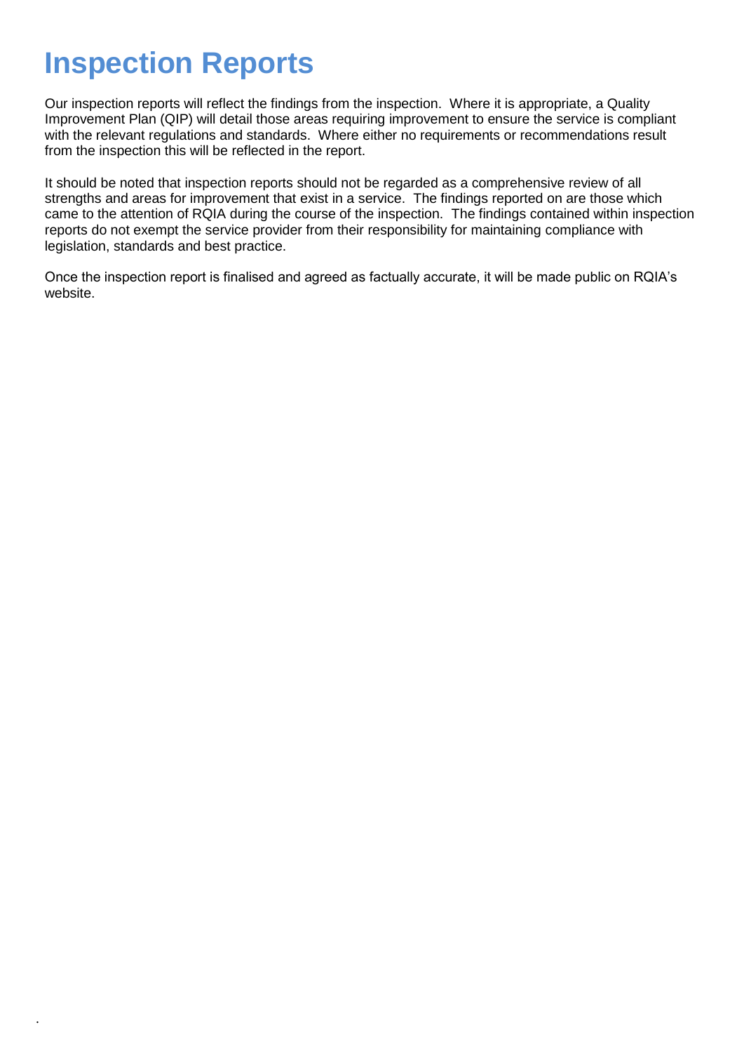# Inspection Reports

Our inspection reports will reflect the findings from the inspection. Where it is appropriate, a Quality Improvement Plan (QIP) will detail those areas requiring improvement to ensure the service is compliant with the relevant regulations and standards. Where either no requirements or recommendations result from the inspection this will be reflected in the report.

It should be noted that inspection reports should not be regarded as a comprehensive review of all strengths and areas for improvement that exist in a service. The findings reported on are those which came to the attention of RQIA during the course of the inspection. The findings contained within inspection reports do not exempt the service provider from their responsibility for maintaining compliance with legislation, standards and best practice.

Once the inspection report is finalised and agreed as factually accurate, it will be made public on RQIA's website.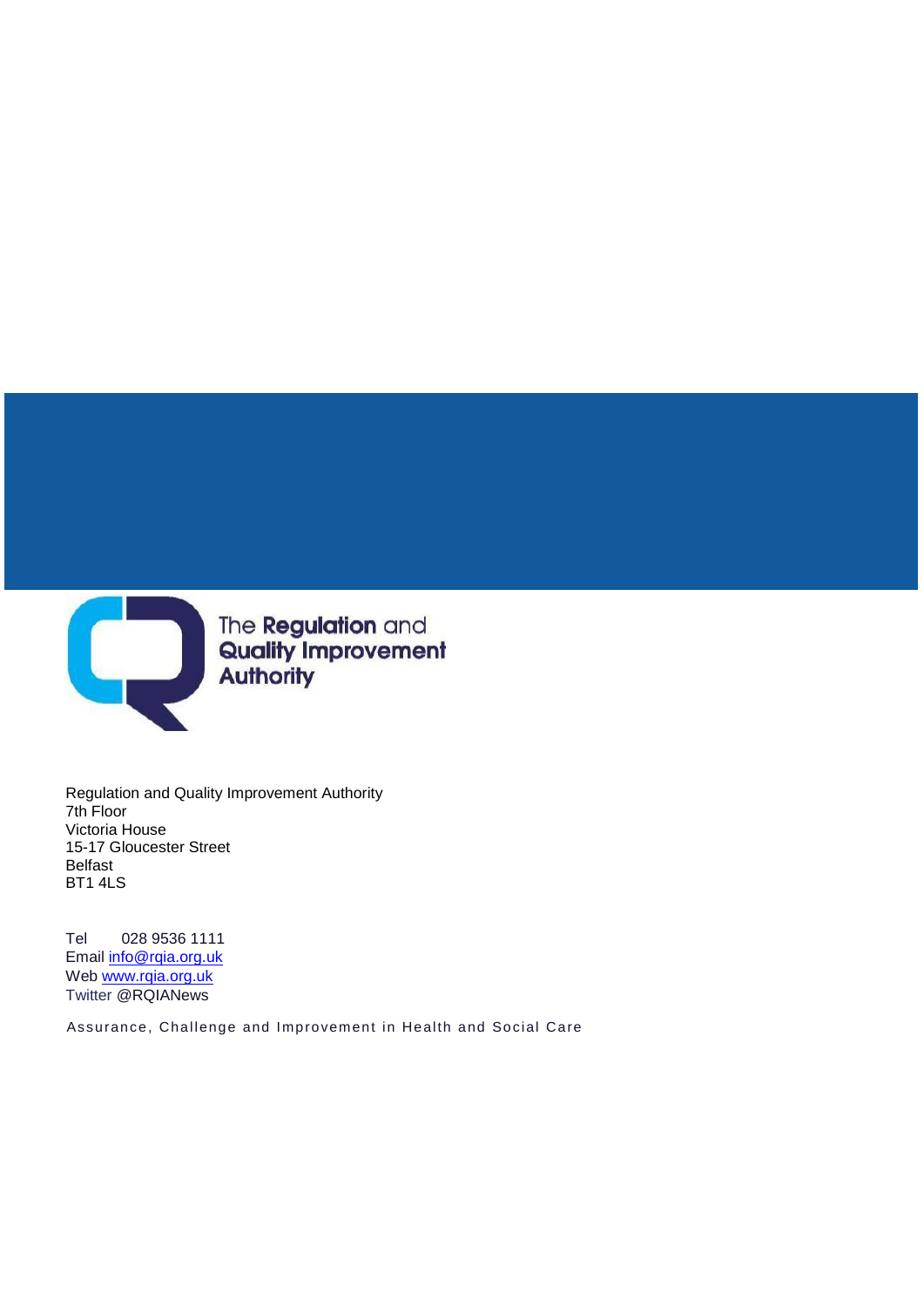The **Regulation** and **Quality Improvement Authority**

Regulation and Quality Improvement Authority
7th Floor
Victoria House
15-17 Gloucester Street
Belfast
BT1 4LS

Tel 028 9536 1111
Email info@rqia.org.uk
Web www.rqia.org.uk
Twitter @RQIANews

Assurance, Challenge and Improvement in Health and Social Care